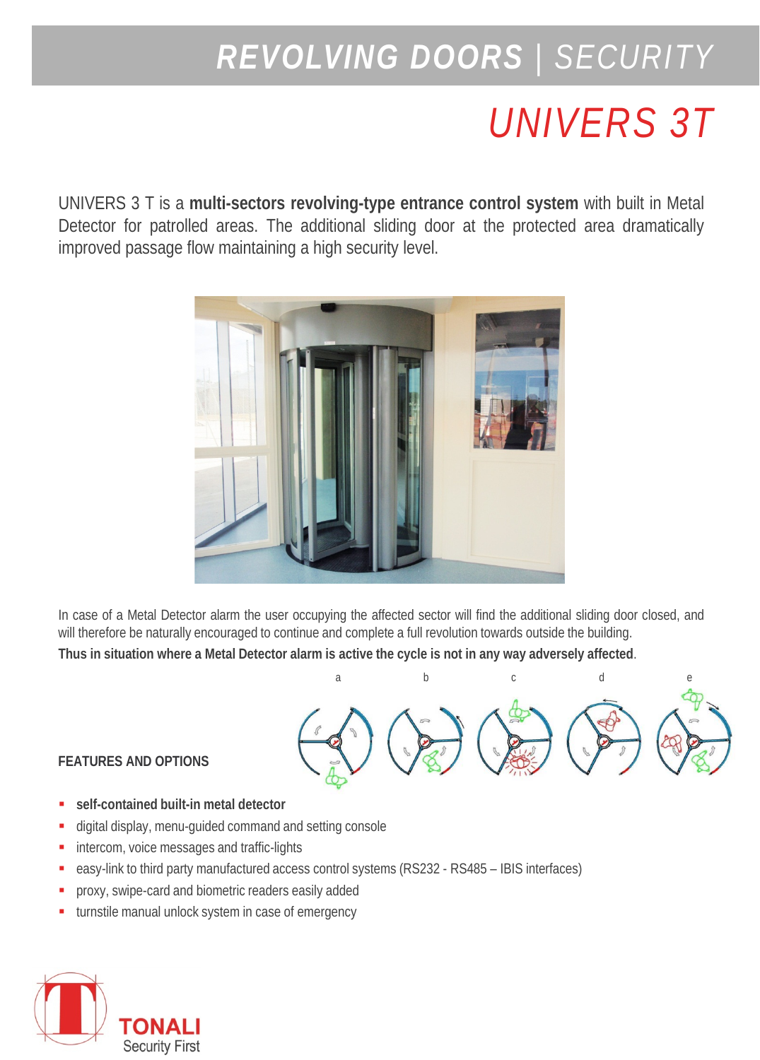# REVOLVING DOORS | SECURITY

# UNIVERS 3T

UNIVERS 3 T is a **multi-sectors revolving-type entrance control system** with built in Metal Detector for patrolled areas. The additional sliding door at the protected area dramatically improved passage flow maintaining a high security level.

In case of a Metal Detector alarm the user occupying the affected sector will find the additional sliding door closed, and will therefore be naturally encouraged to continue and complete a full revolution towards outside the building.

**Thus in situation where a Metal Detector alarm is active the cycle is not in any way adversely affected**.

a b c d e

## FEATURES AND OPTIONS

- **self-contained built-in metal detector**
- digital display, menu-guided command and setting console
- intercom, voice messages and traffic-lights
- easy-link to third party manufactured access control systems (RS232 - RS485 – IBIS interfaces)
- proxy, swipe-card and biometric readers easily added
- turnstile manual unlock system in case of emergency

TONALI
Security First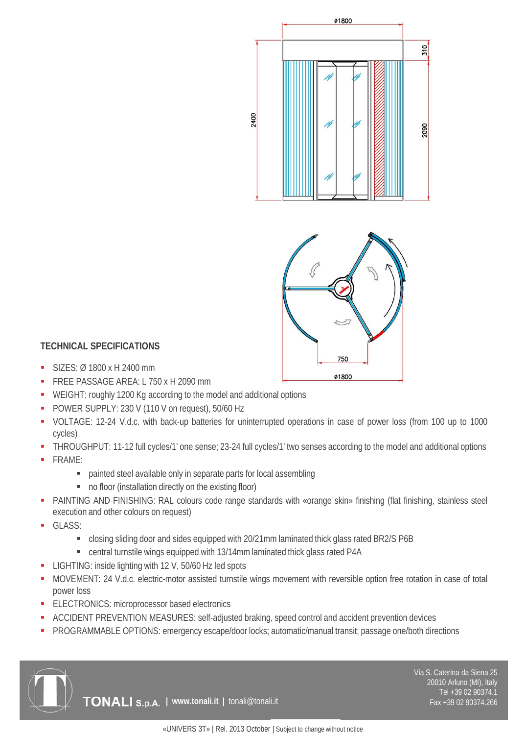ø1800

310

2400

2090

750

ø1800

## TECHNICAL SPECIFICATIONS

- SIZES: Ø 1800 x H 2400 mm
- FREE PASSAGE AREA: L 750 x H 2090 mm
- WEIGHT: roughly 1200 Kg according to the model and additional options
- POWER SUPPLY: 230 V (110 V on request), 50/60 Hz
- VOLTAGE: 12-24 V.d.c. with back-up batteries for uninterrupted operations in case of power loss (from 100 up to 1000 cycles)
- THROUGHPUT: 11-12 full cycles/1' one sense; 23-24 full cycles/1' two senses according to the model and additional options
- FRAME:
  - painted steel available only in separate parts for local assembling
  - no floor (installation directly on the existing floor)
- PAINTING AND FINISHING: RAL colours code range standards with «orange skin» finishing (flat finishing, stainless steel execution and other colours on request)
- GLASS:
  - closing sliding door and sides equipped with 20/21mm laminated thick glass rated BR2/S P6B
  - central turnstile wings equipped with 13/14mm laminated thick glass rated P4A
- LIGHTING: inside lighting with 12 V, 50/60 Hz led spots
- MOVEMENT: 24 V.d.c. electric-motor assisted turnstile wings movement with reversible option free rotation in case of total power loss
- ELECTRONICS: microprocessor based electronics
- ACCIDENT PREVENTION MEASURES: self-adjusted braking, speed control and accident prevention devices
- PROGRAMMABLE OPTIONS: emergency escape/door locks; automatic/manual transit; passage one/both directions

**TONALI S.p.A.** | **www.tonali.it** | tonali@tonali.it

Via S. Caterina da Siena 25
20010 Arluno (MI), Italy
Tel +39 02 90374.1
Fax +39 02 90374.266

«UNIVERS 3T» | Rel. 2013 October | Subject to change without notice